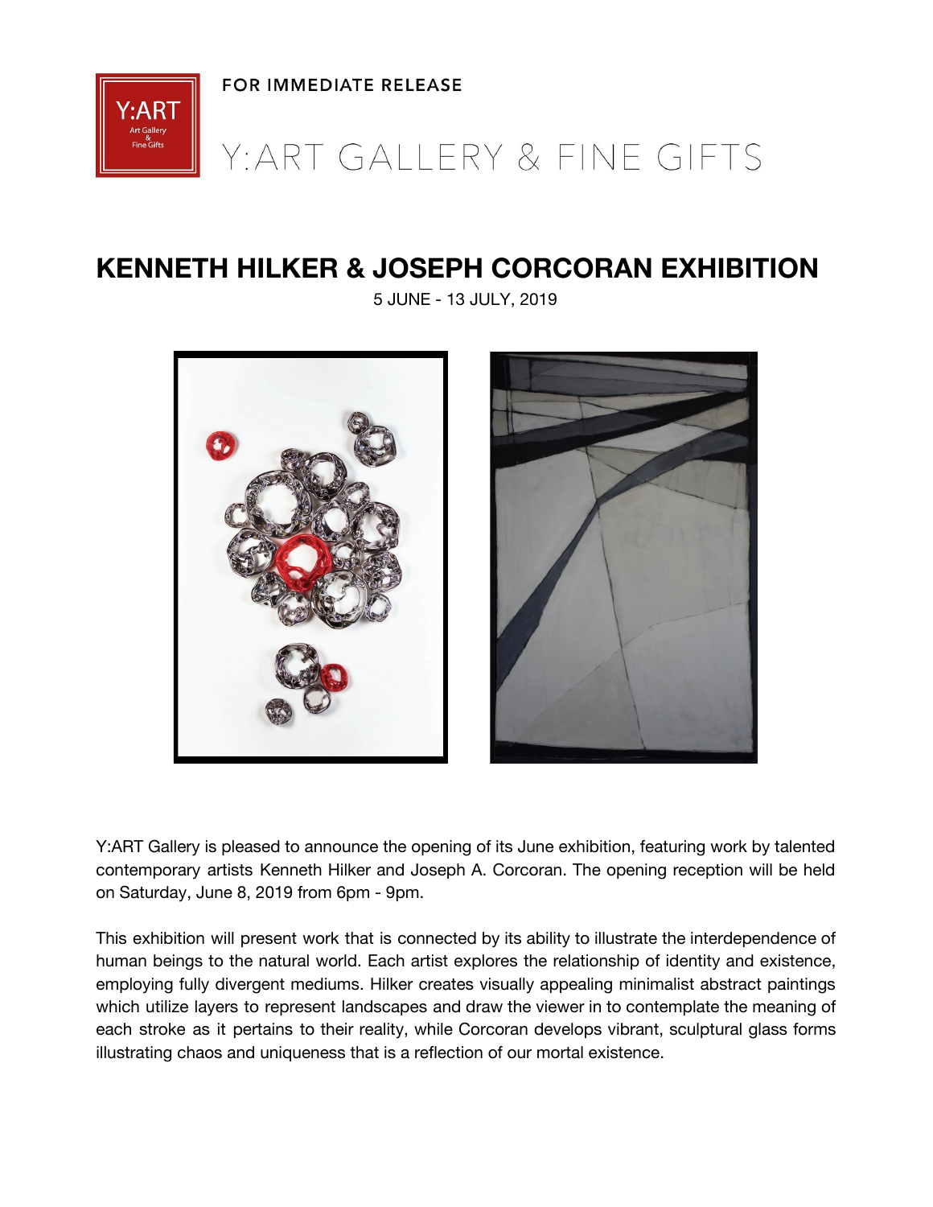FOR IMMEDIATE RELEASE

Y:ART GALLERY & FINE GIFTS

# KENNETH HILKER & JOSEPH CORCORAN EXHIBITION

5 JUNE - 13 JULY, 2019

Y:ART Gallery is pleased to announce the opening of its June exhibition, featuring work by talented contemporary artists Kenneth Hilker and Joseph A. Corcoran. The opening reception will be held on Saturday, June 8, 2019 from 6pm - 9pm.

This exhibition will present work that is connected by its ability to illustrate the interdependence of human beings to the natural world. Each artist explores the relationship of identity and existence, employing fully divergent mediums. Hilker creates visually appealing minimalist abstract paintings which utilize layers to represent landscapes and draw the viewer in to contemplate the meaning of each stroke as it pertains to their reality, while Corcoran develops vibrant, sculptural glass forms illustrating chaos and uniqueness that is a reflection of our mortal existence.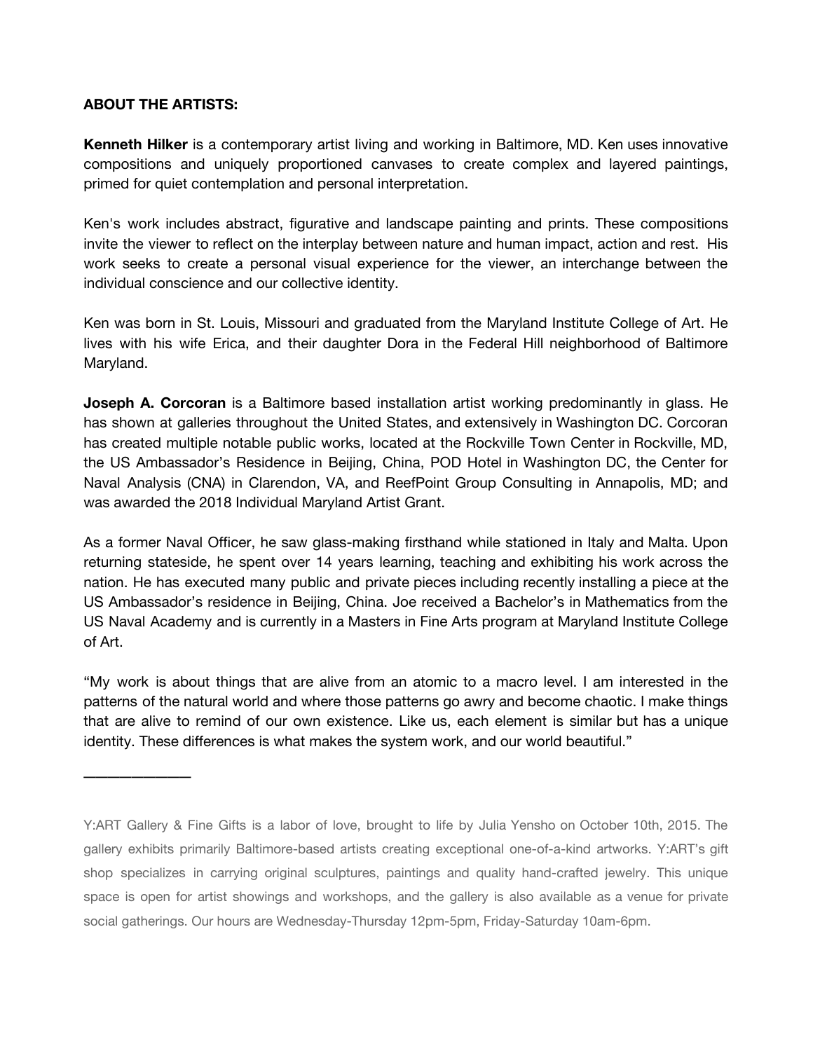**ABOUT THE ARTISTS:**

**Kenneth Hilker** is a contemporary artist living and working in Baltimore, MD. Ken uses innovative compositions and uniquely proportioned canvases to create complex and layered paintings, primed for quiet contemplation and personal interpretation.

Ken's work includes abstract, figurative and landscape painting and prints. These compositions invite the viewer to reflect on the interplay between nature and human impact, action and rest. His work seeks to create a personal visual experience for the viewer, an interchange between the individual conscience and our collective identity.

Ken was born in St. Louis, Missouri and graduated from the Maryland Institute College of Art. He lives with his wife Erica, and their daughter Dora in the Federal Hill neighborhood of Baltimore Maryland.

**Joseph A. Corcoran** is a Baltimore based installation artist working predominantly in glass. He has shown at galleries throughout the United States, and extensively in Washington DC. Corcoran has created multiple notable public works, located at the Rockville Town Center in Rockville, MD, the US Ambassador's Residence in Beijing, China, POD Hotel in Washington DC, the Center for Naval Analysis (CNA) in Clarendon, VA, and ReefPoint Group Consulting in Annapolis, MD; and was awarded the 2018 Individual Maryland Artist Grant.

As a former Naval Officer, he saw glass-making firsthand while stationed in Italy and Malta. Upon returning stateside, he spent over 14 years learning, teaching and exhibiting his work across the nation. He has executed many public and private pieces including recently installing a piece at the US Ambassador's residence in Beijing, China. Joe received a Bachelor's in Mathematics from the US Naval Academy and is currently in a Masters in Fine Arts program at Maryland Institute College of Art.

"My work is about things that are alive from an atomic to a macro level. I am interested in the patterns of the natural world and where those patterns go awry and become chaotic. I make things that are alive to remind of our own existence. Like us, each element is similar but has a unique identity. These differences is what makes the system work, and our world beautiful."

———————

Y:ART Gallery & Fine Gifts is a labor of love, brought to life by Julia Yensho on October 10th, 2015. The gallery exhibits primarily Baltimore-based artists creating exceptional one-of-a-kind artworks. Y:ART's gift shop specializes in carrying original sculptures, paintings and quality hand-crafted jewelry. This unique space is open for artist showings and workshops, and the gallery is also available as a venue for private social gatherings. Our hours are Wednesday-Thursday 12pm-5pm, Friday-Saturday 10am-6pm.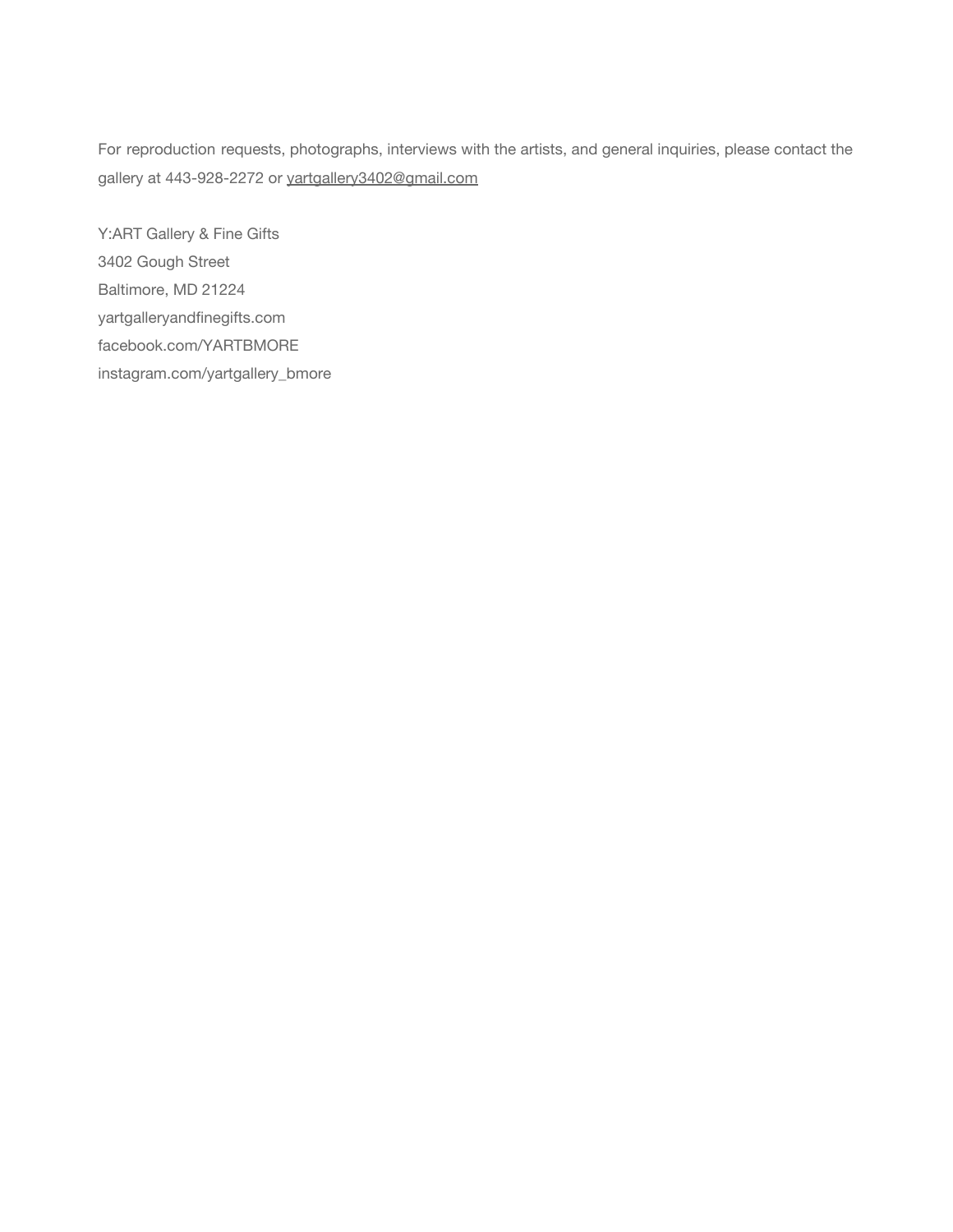For reproduction requests, photographs, interviews with the artists, and general inquiries, please contact the gallery at 443-928-2272 or yartgallery3402@gmail.com

Y:ART Gallery & Fine Gifts
3402 Gough Street
Baltimore, MD 21224
yartgalleryandfinegifts.com
facebook.com/YARTBMORE
instagram.com/yartgallery_bmore